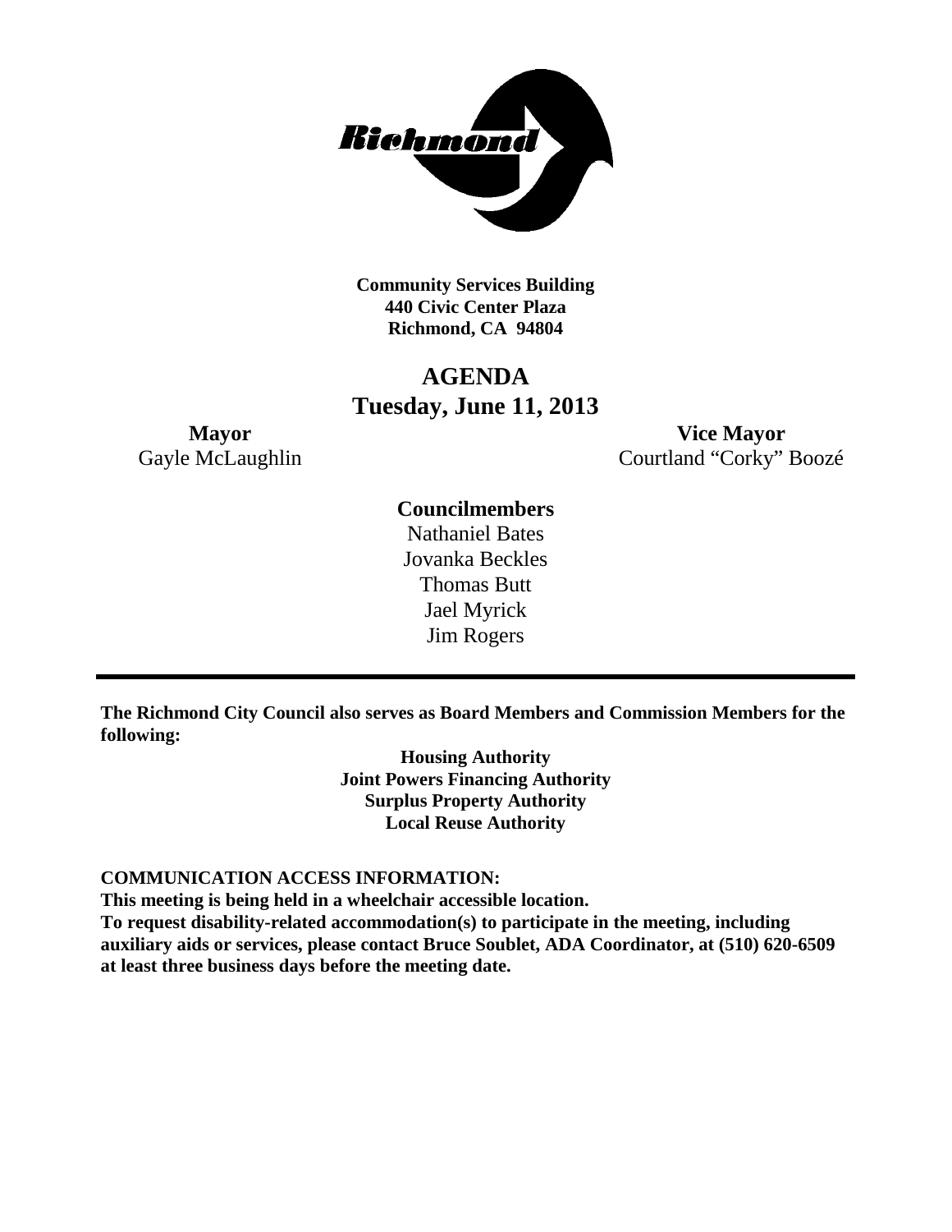**Community Services Building**
**440 Civic Center Plaza**
**Richmond, CA 94804**

# AGENDA
## Tuesday, June 11, 2013

**Mayor**
Gayle McLaughlin

**Vice Mayor**
Courtland "Corky" Boozé

**Councilmembers**
Nathaniel Bates
Jovanka Beckles
Thomas Butt
Jael Myrick
Jim Rogers

---

**The Richmond City Council also serves as Board Members and Commission Members for the following:**

**Housing Authority**
**Joint Powers Financing Authority**
**Surplus Property Authority**
**Local Reuse Authority**

**COMMUNICATION ACCESS INFORMATION:**
**This meeting is being held in a wheelchair accessible location.**
**To request disability-related accommodation(s) to participate in the meeting, including auxiliary aids or services, please contact Bruce Soublet, ADA Coordinator, at (510) 620-6509 at least three business days before the meeting date.**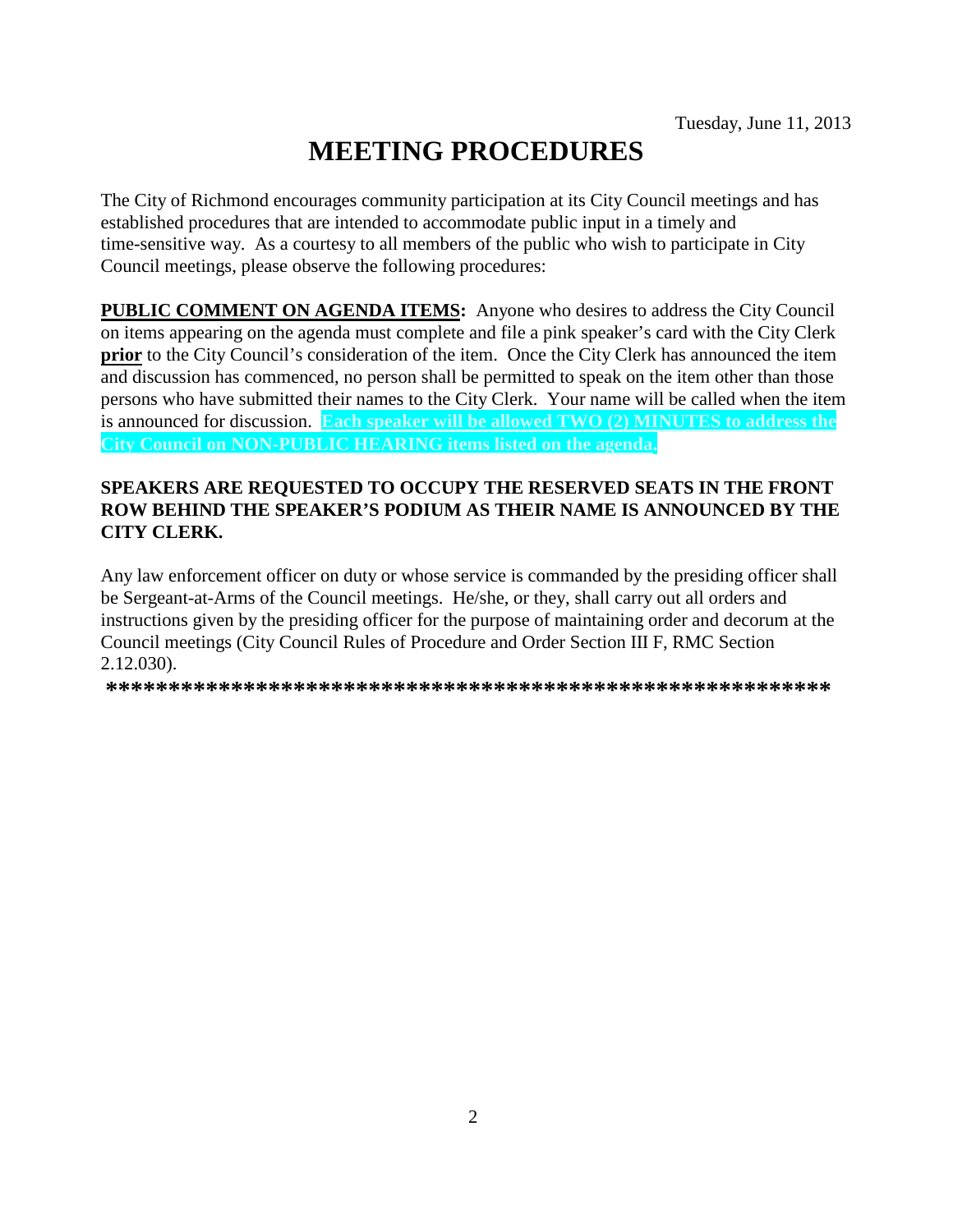Tuesday, June 11, 2013

# MEETING PROCEDURES

The City of Richmond encourages community participation at its City Council meetings and has established procedures that are intended to accommodate public input in a timely and time-sensitive way. As a courtesy to all members of the public who wish to participate in City Council meetings, please observe the following procedures:

**PUBLIC COMMENT ON AGENDA ITEMS:** Anyone who desires to address the City Council on items appearing on the agenda must complete and file a pink speaker's card with the City Clerk **prior** to the City Council's consideration of the item. Once the City Clerk has announced the item and discussion has commenced, no person shall be permitted to speak on the item other than those persons who have submitted their names to the City Clerk. Your name will be called when the item is announced for discussion. **Each speaker will be allowed TWO (2) MINUTES to address the City Council on NON-PUBLIC HEARING items listed on the agenda.**

**SPEAKERS ARE REQUESTED TO OCCUPY THE RESERVED SEATS IN THE FRONT ROW BEHIND THE SPEAKER'S PODIUM AS THEIR NAME IS ANNOUNCED BY THE CITY CLERK.**

Any law enforcement officer on duty or whose service is commanded by the presiding officer shall be Sergeant-at-Arms of the Council meetings. He/she, or they, shall carry out all orders and instructions given by the presiding officer for the purpose of maintaining order and decorum at the Council meetings (City Council Rules of Procedure and Order Section III F, RMC Section 2.12.030).

************************************************************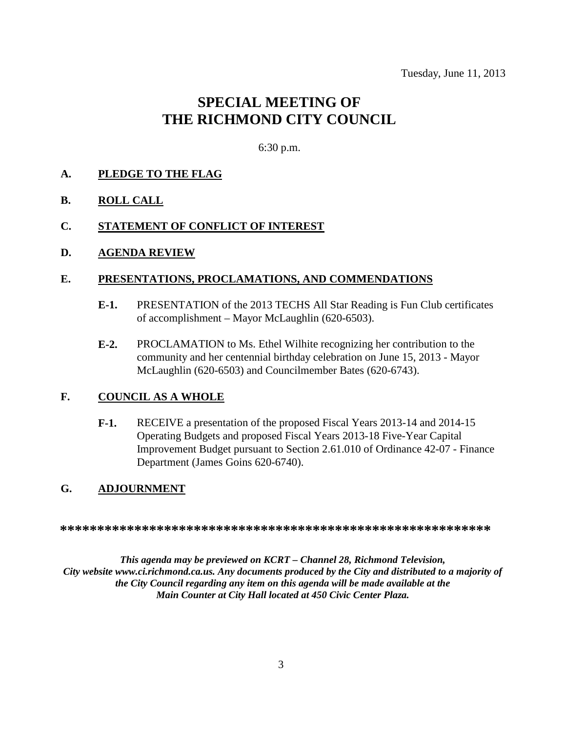Tuesday, June 11, 2013

# SPECIAL MEETING OF THE RICHMOND CITY COUNCIL

6:30 p.m.

**A. PLEDGE TO THE FLAG**

**B. ROLL CALL**

**C. STATEMENT OF CONFLICT OF INTEREST**

**D. AGENDA REVIEW**

**E. PRESENTATIONS, PROCLAMATIONS, AND COMMENDATIONS**

**E-1.** PRESENTATION of the 2013 TECHS All Star Reading is Fun Club certificates of accomplishment – Mayor McLaughlin (620-6503).

**E-2.** PROCLAMATION to Ms. Ethel Wilhite recognizing her contribution to the community and her centennial birthday celebration on June 15, 2013 - Mayor McLaughlin (620-6503) and Councilmember Bates (620-6743).

**F. COUNCIL AS A WHOLE**

**F-1.** RECEIVE a presentation of the proposed Fiscal Years 2013-14 and 2014-15 Operating Budgets and proposed Fiscal Years 2013-18 Five-Year Capital Improvement Budget pursuant to Section 2.61.010 of Ordinance 42-07 - Finance Department (James Goins 620-6740).

**G. ADJOURNMENT**

**********************************************************

***This agenda may be previewed on KCRT – Channel 28, Richmond Television, City website www.ci.richmond.ca.us. Any documents produced by the City and distributed to a majority of the City Council regarding any item on this agenda will be made available at the Main Counter at City Hall located at 450 Civic Center Plaza.***